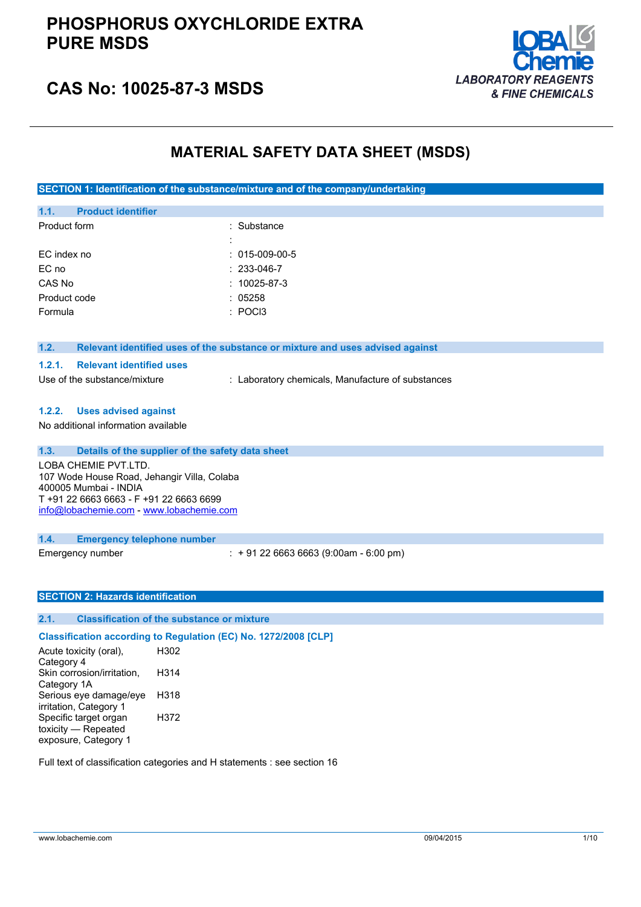# PHOSPHORUS OXYCHLORIDE EXTRA PURE MSDS

## CAS No: 10025-87-3 MSDS

LOBA Chemie
*LABORATORY REAGENTS & FINE CHEMICALS*

# MATERIAL SAFETY DATA SHEET (MSDS)

## SECTION 1: Identification of the substance/mixture and of the company/undertaking

### 1.1. Product identifier

| | |
|---|---|
| Product form | : Substance |
| | : |
| EC index no | : 015-009-00-5 |
| EC no | : 233-046-7 |
| CAS No | : 10025-87-3 |
| Product code | : 05258 |
| Formula | : POCl3 |

### 1.2. Relevant identified uses of the substance or mixture and uses advised against

#### 1.2.1. Relevant identified uses

Use of the substance/mixture : Laboratory chemicals, Manufacture of substances

#### 1.2.2. Uses advised against

No additional information available

### 1.3. Details of the supplier of the safety data sheet

LOBA CHEMIE PVT.LTD.
107 Wode House Road, Jehangir Villa, Colaba
400005 Mumbai - INDIA
T +91 22 6663 6663 - F +91 22 6663 6699
info@lobachemie.com - www.lobachemie.com

### 1.4. Emergency telephone number

Emergency number : + 91 22 6663 6663 (9:00am - 6:00 pm)

## SECTION 2: Hazards identification

### 2.1. Classification of the substance or mixture

**Classification according to Regulation (EC) No. 1272/2008 [CLP]**

| | |
|---|---|
| Acute toxicity (oral), Category 4 | H302 |
| Skin corrosion/irritation, Category 1A | H314 |
| Serious eye damage/eye irritation, Category 1 | H318 |
| Specific target organ toxicity — Repeated exposure, Category 1 | H372 |

Full text of classification categories and H statements : see section 16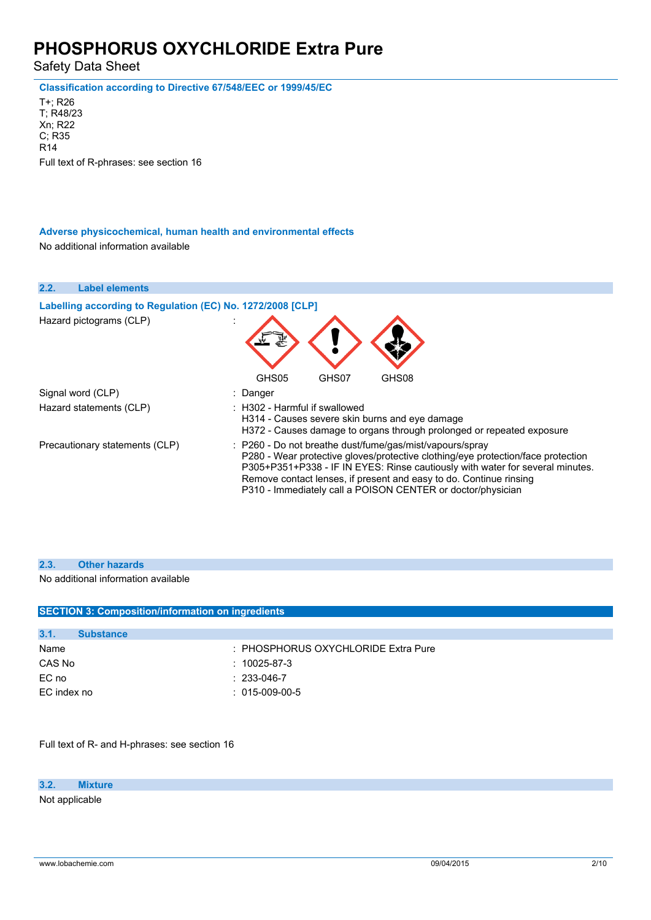#### Classification according to Directive 67/548/EEC or 1999/45/EC

T+; R26
T; R48/23
Xn; R22
C; R35
R14

Full text of R-phrases: see section 16

#### Adverse physicochemical, human health and environmental effects

No additional information available

### 2.2. Label elements

#### Labelling according to Regulation (EC) No. 1272/2008 [CLP]

Hazard pictograms (CLP) :

GHS05 GHS07 GHS08

Signal word (CLP) : Danger

Hazard statements (CLP) : H302 - Harmful if swallowed
H314 - Causes severe skin burns and eye damage
H372 - Causes damage to organs through prolonged or repeated exposure

Precautionary statements (CLP) : P260 - Do not breathe dust/fume/gas/mist/vapours/spray
P280 - Wear protective gloves/protective clothing/eye protection/face protection
P305+P351+P338 - IF IN EYES: Rinse cautiously with water for several minutes. Remove contact lenses, if present and easy to do. Continue rinsing
P310 - Immediately call a POISON CENTER or doctor/physician

### 2.3. Other hazards

No additional information available

## SECTION 3: Composition/information on ingredients

### 3.1. Substance

| | |
|---|---|
| Name | : PHOSPHORUS OXYCHLORIDE Extra Pure |
| CAS No | : 10025-87-3 |
| EC no | : 233-046-7 |
| EC index no | : 015-009-00-5 |

Full text of R- and H-phrases: see section 16

### 3.2. Mixture

Not applicable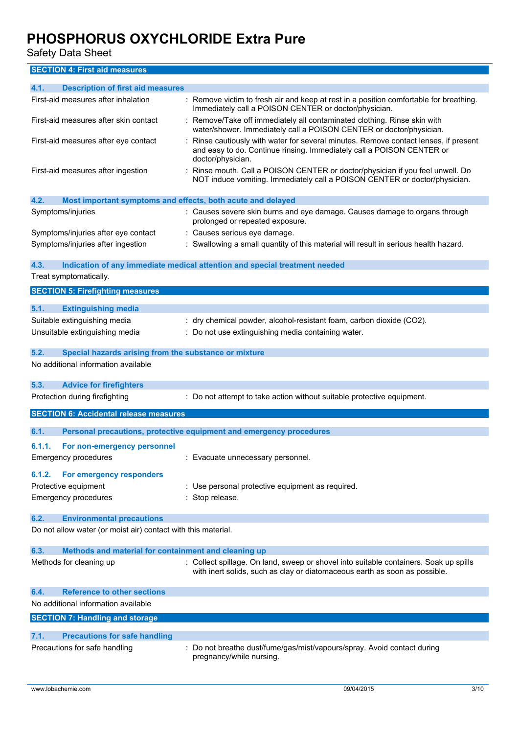## SECTION 4: First aid measures

### 4.1. Description of first aid measures

| | |
|---|---|
| First-aid measures after inhalation | : Remove victim to fresh air and keep at rest in a position comfortable for breathing. Immediately call a POISON CENTER or doctor/physician. |
| First-aid measures after skin contact | : Remove/Take off immediately all contaminated clothing. Rinse skin with water/shower. Immediately call a POISON CENTER or doctor/physician. |
| First-aid measures after eye contact | : Rinse cautiously with water for several minutes. Remove contact lenses, if present and easy to do. Continue rinsing. Immediately call a POISON CENTER or doctor/physician. |
| First-aid measures after ingestion | : Rinse mouth. Call a POISON CENTER or doctor/physician if you feel unwell. Do NOT induce vomiting. Immediately call a POISON CENTER or doctor/physician. |

### 4.2. Most important symptoms and effects, both acute and delayed

| | |
|---|---|
| Symptoms/injuries | : Causes severe skin burns and eye damage. Causes damage to organs through prolonged or repeated exposure. |
| Symptoms/injuries after eye contact | : Causes serious eye damage. |
| Symptoms/injuries after ingestion | : Swallowing a small quantity of this material will result in serious health hazard. |

### 4.3. Indication of any immediate medical attention and special treatment needed

Treat symptomatically.

## SECTION 5: Firefighting measures

### 5.1. Extinguishing media

| | |
|---|---|
| Suitable extinguishing media | : dry chemical powder, alcohol-resistant foam, carbon dioxide ($CO_2$). |
| Unsuitable extinguishing media | : Do not use extinguishing media containing water. |

### 5.2. Special hazards arising from the substance or mixture

No additional information available

### 5.3. Advice for firefighters

| | |
|---|---|
| Protection during firefighting | : Do not attempt to take action without suitable protective equipment. |

## SECTION 6: Accidental release measures

### 6.1. Personal precautions, protective equipment and emergency procedures

#### 6.1.1. For non-emergency personnel

| | |
|---|---|
| Emergency procedures | : Evacuate unnecessary personnel. |

#### 6.1.2. For emergency responders

| | |
|---|---|
| Protective equipment | : Use personal protective equipment as required. |
| Emergency procedures | : Stop release. |

### 6.2. Environmental precautions

Do not allow water (or moist air) contact with this material.

### 6.3. Methods and material for containment and cleaning up

| | |
|---|---|
| Methods for cleaning up | : Collect spillage. On land, sweep or shovel into suitable containers. Soak up spills with inert solids, such as clay or diatomaceous earth as soon as possible. |

### 6.4. Reference to other sections

No additional information available

## SECTION 7: Handling and storage

### 7.1. Precautions for safe handling

| | |
|---|---|
| Precautions for safe handling | : Do not breathe dust/fume/gas/mist/vapours/spray. Avoid contact during pregnancy/while nursing. |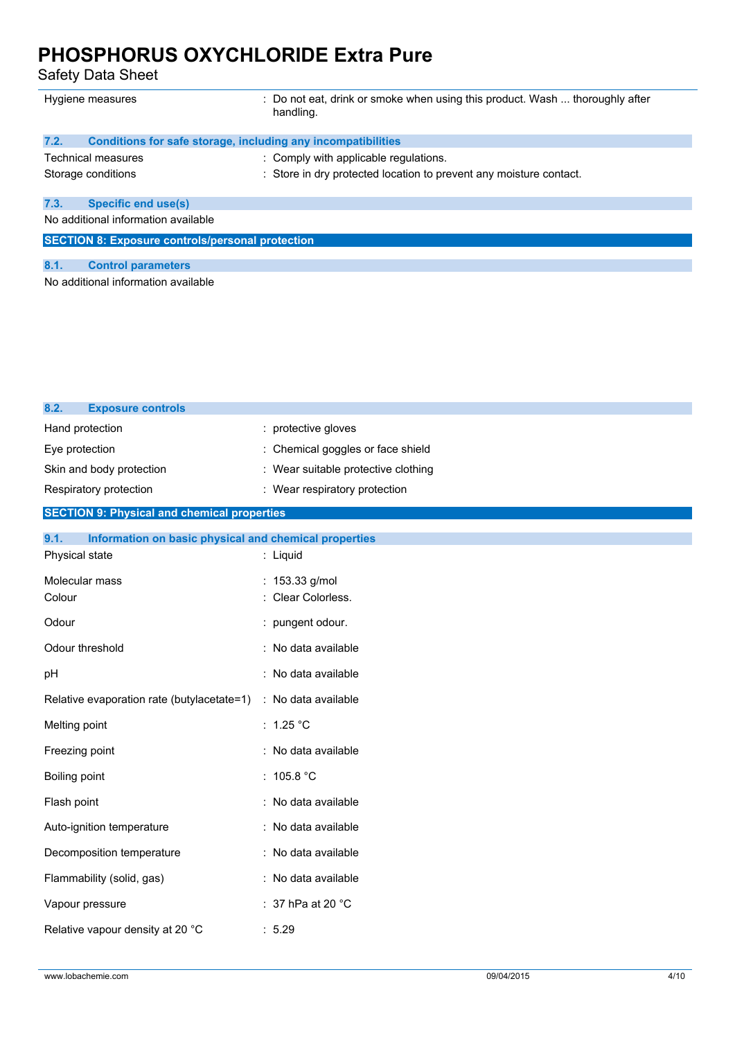| | |
|---|---|
| Hygiene measures | : Do not eat, drink or smoke when using this product. Wash ... thoroughly after handling. |

### 7.2. Conditions for safe storage, including any incompatibilities

| | |
|---|---|
| Technical measures | : Comply with applicable regulations. |
| Storage conditions | : Store in dry protected location to prevent any moisture contact. |

### 7.3. Specific end use(s)

No additional information available

## SECTION 8: Exposure controls/personal protection

### 8.1. Control parameters

No additional information available

### 8.2. Exposure controls

| | |
|---|---|
| Hand protection | : protective gloves |
| Eye protection | : Chemical goggles or face shield |
| Skin and body protection | : Wear suitable protective clothing |
| Respiratory protection | : Wear respiratory protection |

## SECTION 9: Physical and chemical properties

### 9.1. Information on basic physical and chemical properties

| | |
|---|---|
| Physical state | : Liquid |
| Molecular mass | : 153.33 g/mol |
| Colour | : Clear Colorless. |
| Odour | : pungent odour. |
| Odour threshold | : No data available |
| pH | : No data available |
| Relative evaporation rate (butylacetate=1) | : No data available |
| Melting point | : 1.25 °C |
| Freezing point | : No data available |
| Boiling point | : 105.8 °C |
| Flash point | : No data available |
| Auto-ignition temperature | : No data available |
| Decomposition temperature | : No data available |
| Flammability (solid, gas) | : No data available |
| Vapour pressure | : 37 hPa at 20 °C |
| Relative vapour density at 20 °C | : 5.29 |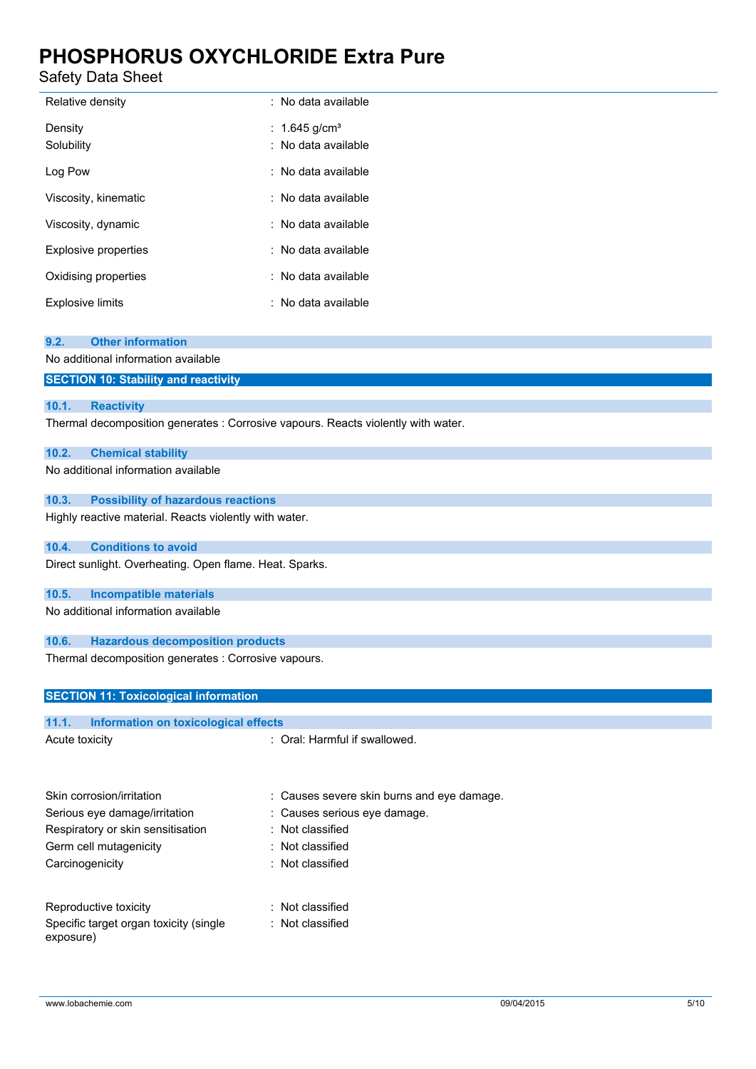| | |
|---|---|
| Relative density | : No data available |
| Density | : 1.645 g/cm³ |
| Solubility | : No data available |
| Log Pow | : No data available |
| Viscosity, kinematic | : No data available |
| Viscosity, dynamic | : No data available |
| Explosive properties | : No data available |
| Oxidising properties | : No data available |
| Explosive limits | : No data available |

### 9.2. Other information

No additional information available

## SECTION 10: Stability and reactivity

### 10.1. Reactivity

Thermal decomposition generates : Corrosive vapours. Reacts violently with water.

### 10.2. Chemical stability

No additional information available

### 10.3. Possibility of hazardous reactions

Highly reactive material. Reacts violently with water.

### 10.4. Conditions to avoid

Direct sunlight. Overheating. Open flame. Heat. Sparks.

### 10.5. Incompatible materials

No additional information available

### 10.6. Hazardous decomposition products

Thermal decomposition generates : Corrosive vapours.

## SECTION 11: Toxicological information

### 11.1. Information on toxicological effects

| | |
|---|---|
| Acute toxicity | : Oral: Harmful if swallowed. |
| Skin corrosion/irritation | : Causes severe skin burns and eye damage. |
| Serious eye damage/irritation | : Causes serious eye damage. |
| Respiratory or skin sensitisation | : Not classified |
| Germ cell mutagenicity | : Not classified |
| Carcinogenicity | : Not classified |
| Reproductive toxicity | : Not classified |
| Specific target organ toxicity (single exposure) | : Not classified |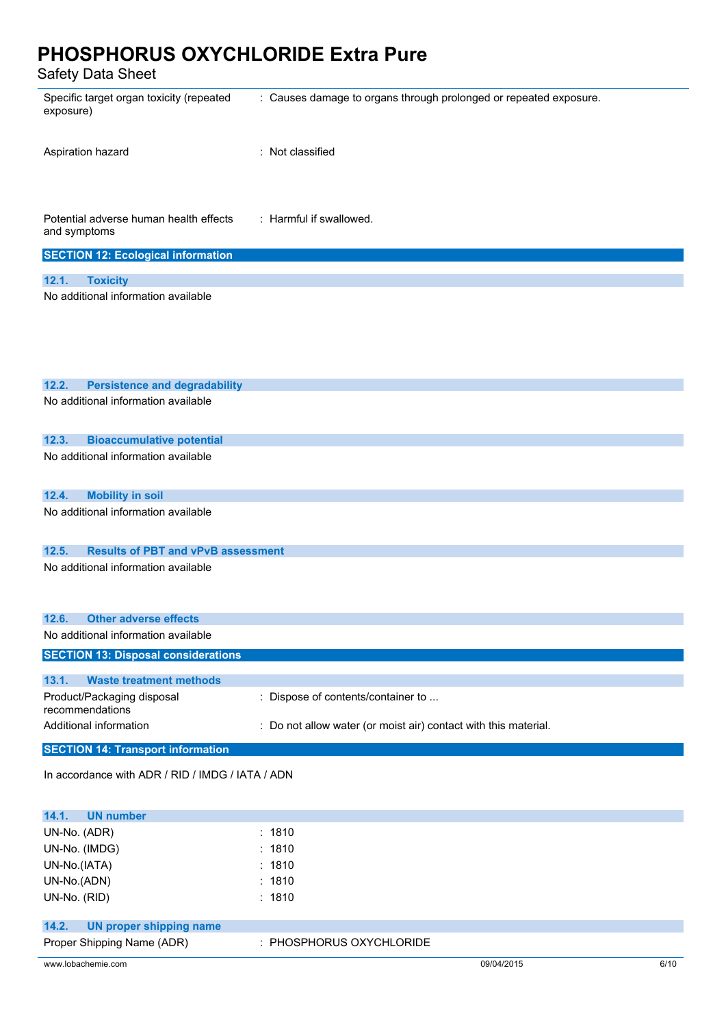| | |
|---|---|
| Specific target organ toxicity (repeated exposure) | : Causes damage to organs through prolonged or repeated exposure. |
| Aspiration hazard | : Not classified |
| Potential adverse human health effects and symptoms | : Harmful if swallowed. |

## SECTION 12: Ecological information

### 12.1. Toxicity

No additional information available

### 12.2. Persistence and degradability

No additional information available

### 12.3. Bioaccumulative potential

No additional information available

### 12.4. Mobility in soil

No additional information available

### 12.5. Results of PBT and vPvB assessment

No additional information available

### 12.6. Other adverse effects

No additional information available

## SECTION 13: Disposal considerations

### 13.1. Waste treatment methods

| | |
|---|---|
| Product/Packaging disposal recommendations | : Dispose of contents/container to ... |
| Additional information | : Do not allow water (or moist air) contact with this material. |

## SECTION 14: Transport information

In accordance with ADR / RID / IMDG / IATA / ADN

### 14.1. UN number

| | |
|---|---|
| UN-No. (ADR) | : 1810 |
| UN-No. (IMDG) | : 1810 |
| UN-No.(IATA) | : 1810 |
| UN-No.(ADN) | : 1810 |
| UN-No. (RID) | : 1810 |

### 14.2. UN proper shipping name

| | |
|---|---|
| Proper Shipping Name (ADR) | : PHOSPHORUS OXYCHLORIDE |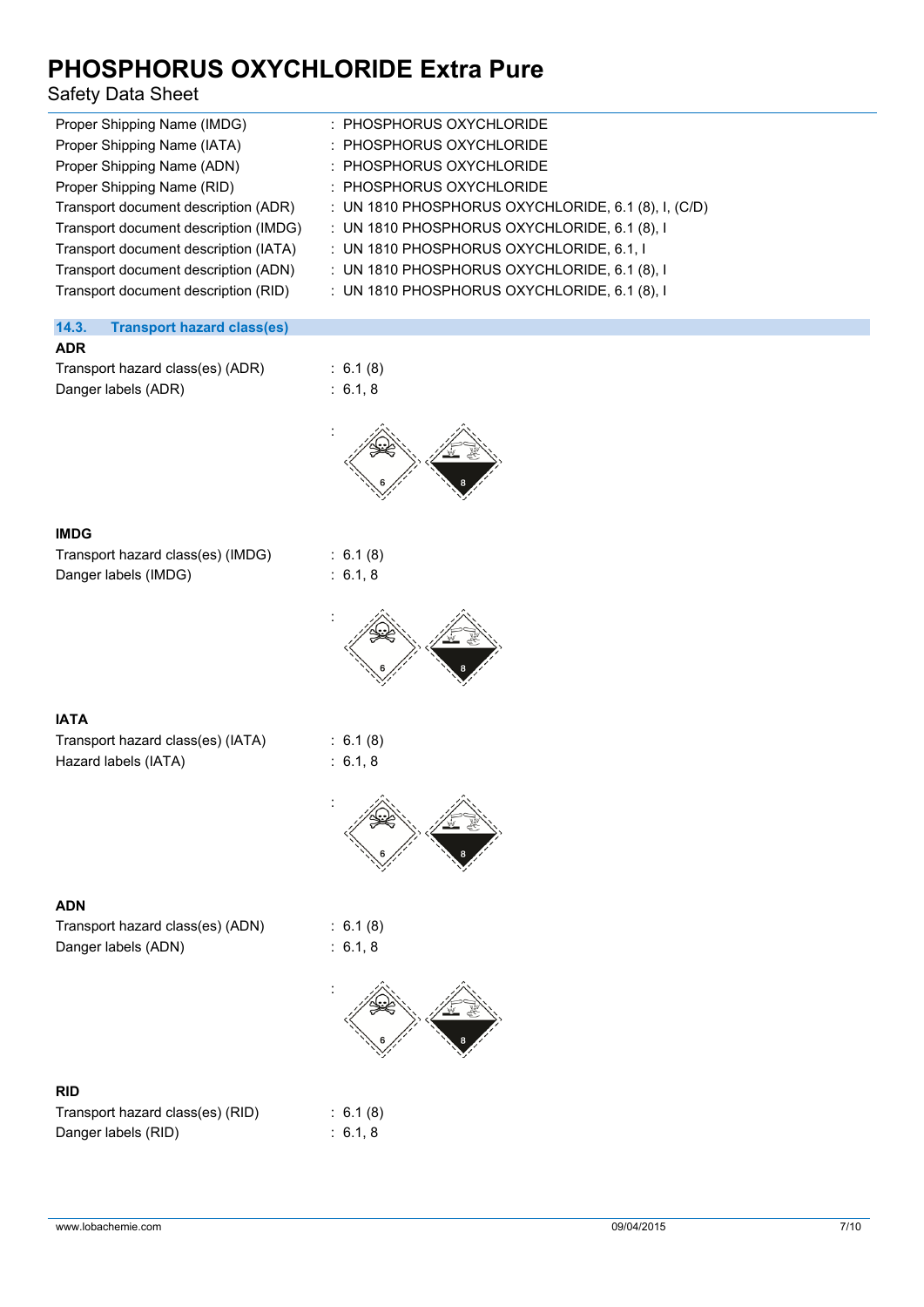| | |
|---|---|
| Proper Shipping Name (IMDG) | : PHOSPHORUS OXYCHLORIDE |
| Proper Shipping Name (IATA) | : PHOSPHORUS OXYCHLORIDE |
| Proper Shipping Name (ADN) | : PHOSPHORUS OXYCHLORIDE |
| Proper Shipping Name (RID) | : PHOSPHORUS OXYCHLORIDE |
| Transport document description (ADR) | : UN 1810 PHOSPHORUS OXYCHLORIDE, 6.1 (8), I, (C/D) |
| Transport document description (IMDG) | : UN 1810 PHOSPHORUS OXYCHLORIDE, 6.1 (8), I |
| Transport document description (IATA) | : UN 1810 PHOSPHORUS OXYCHLORIDE, 6.1, I |
| Transport document description (ADN) | : UN 1810 PHOSPHORUS OXYCHLORIDE, 6.1 (8), I |
| Transport document description (RID) | : UN 1810 PHOSPHORUS OXYCHLORIDE, 6.1 (8), I |

## 14.3. Transport hazard class(es)

**ADR**

| | |
|---|---|
| Transport hazard class(es) (ADR) | : 6.1 (8) |
| Danger labels (ADR) | : 6.1, 8 |

**IMDG**

| | |
|---|---|
| Transport hazard class(es) (IMDG) | : 6.1 (8) |
| Danger labels (IMDG) | : 6.1, 8 |

**IATA**

| | |
|---|---|
| Transport hazard class(es) (IATA) | : 6.1 (8) |
| Hazard labels (IATA) | : 6.1, 8 |

**ADN**

| | |
|---|---|
| Transport hazard class(es) (ADN) | : 6.1 (8) |
| Danger labels (ADN) | : 6.1, 8 |

**RID**

| | |
|---|---|
| Transport hazard class(es) (RID) | : 6.1 (8) |
| Danger labels (RID) | : 6.1, 8 |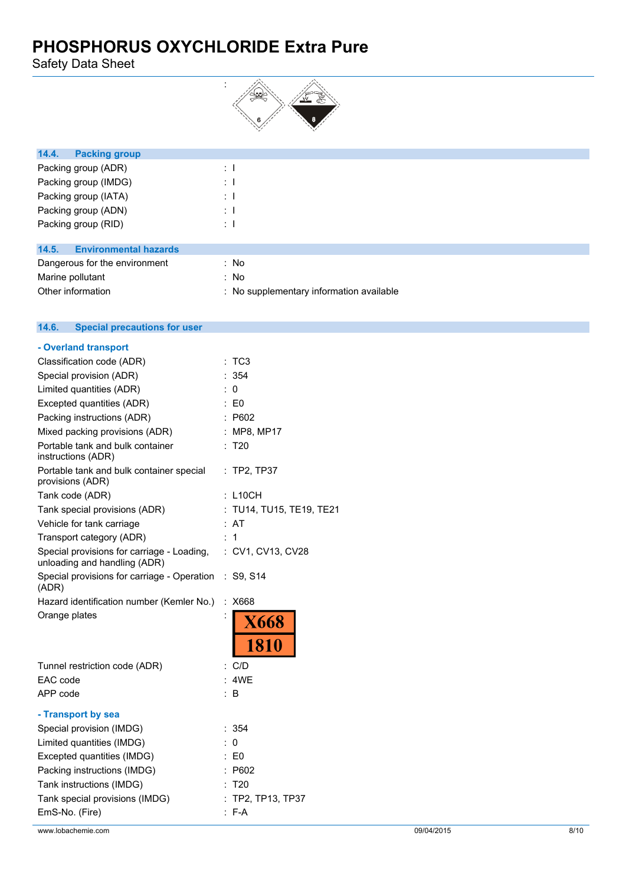:

## 14.4. Packing group

Packing group (ADR) : I

Packing group (IMDG) : I

Packing group (IATA) : I

Packing group (ADN) : I

Packing group (RID) : I

## 14.5. Environmental hazards

Dangerous for the environment : No

Marine pollutant : No

Other information : No supplementary information available

## 14.6. Special precautions for user

### - Overland transport

Classification code (ADR) : TC3

Special provision (ADR) : 354

Limited quantities (ADR) : 0

Excepted quantities (ADR) : E0

Packing instructions (ADR) : P602

Mixed packing provisions (ADR) : MP8, MP17

Portable tank and bulk container instructions (ADR) : T20

Portable tank and bulk container special provisions (ADR) : TP2, TP37

Tank code (ADR) : L10CH

Tank special provisions (ADR) : TU14, TU15, TE19, TE21

Vehicle for tank carriage : AT

Transport category (ADR) : 1

Special provisions for carriage - Loading, unloading and handling (ADR) : CV1, CV13, CV28

Special provisions for carriage - Operation (ADR) : S9, S14

Hazard identification number (Kemler No.) : X668

Orange plates :

| X668 |
|---|
| 1810 |

Tunnel restriction code (ADR) : C/D

EAC code : 4WE

APP code : B

### - Transport by sea

Special provision (IMDG) : 354

Limited quantities (IMDG) : 0

Excepted quantities (IMDG) : E0

Packing instructions (IMDG) : P602

Tank instructions (IMDG) : T20

Tank special provisions (IMDG) : TP2, TP13, TP37

EmS-No. (Fire) : F-A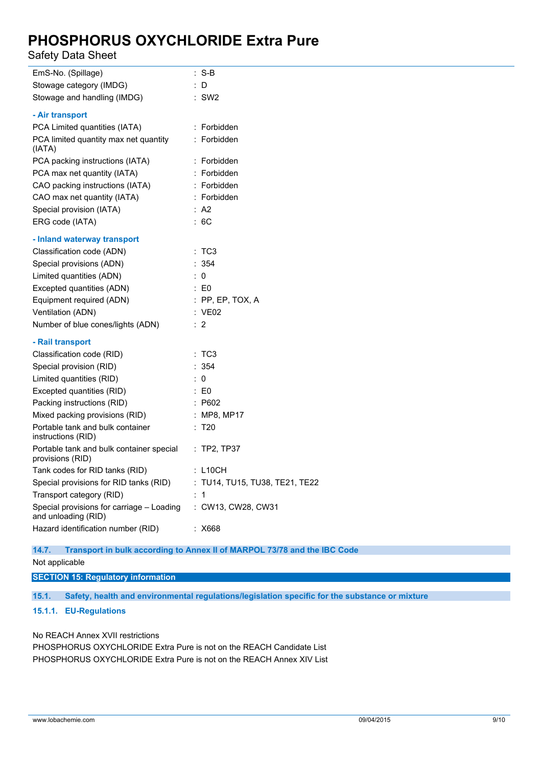| | |
|---|---|
| EmS-No. (Spillage) | : S-B |
| Stowage category (IMDG) | : D |
| Stowage and handling (IMDG) | : SW2 |

**- Air transport**

| | |
|---|---|
| PCA Limited quantities (IATA) | : Forbidden |
| PCA limited quantity max net quantity (IATA) | : Forbidden |
| PCA packing instructions (IATA) | : Forbidden |
| PCA max net quantity (IATA) | : Forbidden |
| CAO packing instructions (IATA) | : Forbidden |
| CAO max net quantity (IATA) | : Forbidden |
| Special provision (IATA) | : A2 |
| ERG code (IATA) | : 6C |

**- Inland waterway transport**

| | |
|---|---|
| Classification code (ADN) | : TC3 |
| Special provisions (ADN) | : 354 |
| Limited quantities (ADN) | : 0 |
| Excepted quantities (ADN) | : E0 |
| Equipment required (ADN) | : PP, EP, TOX, A |
| Ventilation (ADN) | : VE02 |
| Number of blue cones/lights (ADN) | : 2 |

**- Rail transport**

| | |
|---|---|
| Classification code (RID) | : TC3 |
| Special provision (RID) | : 354 |
| Limited quantities (RID) | : 0 |
| Excepted quantities (RID) | : E0 |
| Packing instructions (RID) | : P602 |
| Mixed packing provisions (RID) | : MP8, MP17 |
| Portable tank and bulk container instructions (RID) | : T20 |
| Portable tank and bulk container special provisions (RID) | : TP2, TP37 |
| Tank codes for RID tanks (RID) | : L10CH |
| Special provisions for RID tanks (RID) | : TU14, TU15, TU38, TE21, TE22 |
| Transport category (RID) | : 1 |
| Special provisions for carriage – Loading and unloading (RID) | : CW13, CW28, CW31 |
| Hazard identification number (RID) | : X668 |

### 14.7. Transport in bulk according to Annex II of MARPOL 73/78 and the IBC Code

Not applicable

## SECTION 15: Regulatory information

### 15.1. Safety, health and environmental regulations/legislation specific for the substance or mixture

#### 15.1.1. EU-Regulations

No REACH Annex XVII restrictions
PHOSPHORUS OXYCHLORIDE Extra Pure is not on the REACH Candidate List
PHOSPHORUS OXYCHLORIDE Extra Pure is not on the REACH Annex XIV List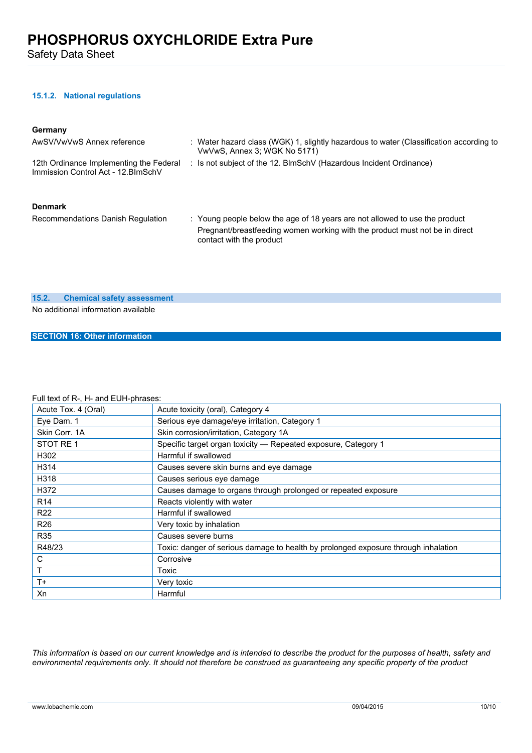#### 15.1.2. National regulations

**Germany**

AwSV/VwVwS Annex reference : Water hazard class (WGK) 1, slightly hazardous to water (Classification according to VwVwS, Annex 3; WGK No 5171)

12th Ordinance Implementing the Federal Immission Control Act - 12.BImSchV : Is not subject of the 12. BlmSchV (Hazardous Incident Ordinance)

**Denmark**

Recommendations Danish Regulation : Young people below the age of 18 years are not allowed to use the product
Pregnant/breastfeeding women working with the product must not be in direct contact with the product

### 15.2. Chemical safety assessment

No additional information available

## SECTION 16: Other information

Full text of R-, H- and EUH-phrases:

| | |
|---|---|
| Acute Tox. 4 (Oral) | Acute toxicity (oral), Category 4 |
| Eye Dam. 1 | Serious eye damage/eye irritation, Category 1 |
| Skin Corr. 1A | Skin corrosion/irritation, Category 1A |
| STOT RE 1 | Specific target organ toxicity — Repeated exposure, Category 1 |
| H302 | Harmful if swallowed |
| H314 | Causes severe skin burns and eye damage |
| H318 | Causes serious eye damage |
| H372 | Causes damage to organs through prolonged or repeated exposure |
| R14 | Reacts violently with water |
| R22 | Harmful if swallowed |
| R26 | Very toxic by inhalation |
| R35 | Causes severe burns |
| R48/23 | Toxic: danger of serious damage to health by prolonged exposure through inhalation |
| C | Corrosive |
| T | Toxic |
| T+ | Very toxic |
| Xn | Harmful |

*This information is based on our current knowledge and is intended to describe the product for the purposes of health, safety and environmental requirements only. It should not therefore be construed as guaranteeing any specific property of the product*